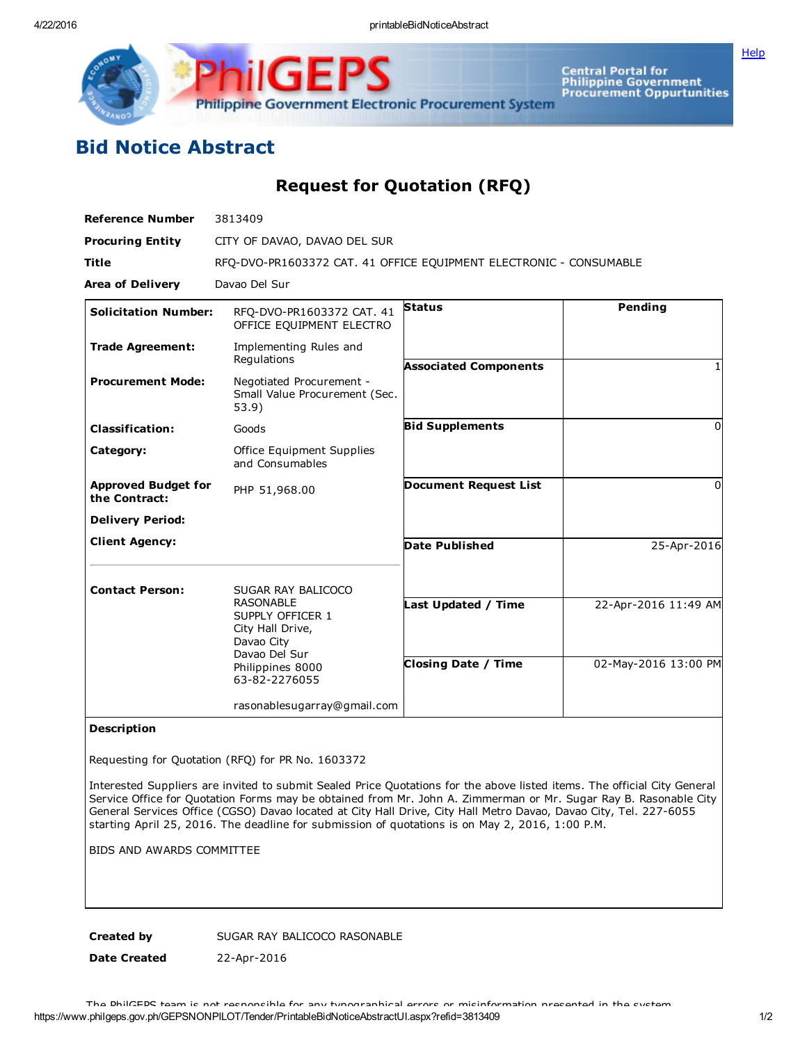# Bid Notice Abstract

## Request for Quotation (RFQ)

**Reference Number** 3813409

**Procuring Entity** CITY OF DAVAO, DAVAO DEL SUR

**Title** RFQ-DVO-PR1603372 CAT. 41 OFFICE EQUIPMENT ELECTRONIC - CONSUMABLE

**Area of Delivery** Davao Del Sur

| | | | |
|---|---|---|---|
| **Solicitation Number:** | RFQ-DVO-PR1603372 CAT. 41 OFFICE EQUIPMENT ELECTRO | **Status** | Pending |
| **Trade Agreement:** | Implementing Rules and Regulations | **Associated Components** | 1 |
| **Procurement Mode:** | Negotiated Procurement - Small Value Procurement (Sec. 53.9) | | |
| **Classification:** | Goods | **Bid Supplements** | 0 |
| **Category:** | Office Equipment Supplies and Consumables | | |
| **Approved Budget for the Contract:** | PHP 51,968.00 | **Document Request List** | 0 |
| **Delivery Period:** | | | |
| **Client Agency:** | | **Date Published** | 25-Apr-2016 |
| **Contact Person:** | SUGAR RAY BALICOCO RASONABLE<br>SUPPLY OFFICER 1<br>City Hall Drive,<br>Davao City<br>Davao Del Sur<br>Philippines 8000<br>63-82-2276055<br><br>rasonablesugarray@gmail.com | **Last Updated / Time** | 22-Apr-2016 11:49 AM |
| | | **Closing Date / Time** | 02-May-2016 13:00 PM |

**Description**

Requesting for Quotation (RFQ) for PR No. 1603372

Interested Suppliers are invited to submit Sealed Price Quotations for the above listed items. The official City General Service Office for Quotation Forms may be obtained from Mr. John A. Zimmerman or Mr. Sugar Ray B. Rasonable City General Services Office (CGSO) Davao located at City Hall Drive, City Hall Metro Davao, Davao City, Tel. 227-6055 starting April 25, 2016. The deadline for submission of quotations is on May 2, 2016, 1:00 P.M.

BIDS AND AWARDS COMMITTEE

**Created by** SUGAR RAY BALICOCO RASONABLE

**Date Created** 22-Apr-2016

The PhilGEPS team is not responsible for any typographical errors or misinformation presented in the system.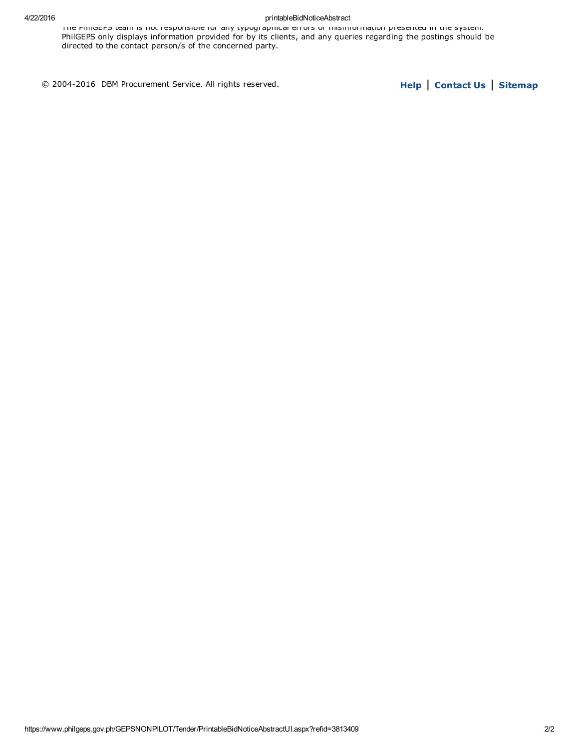The PhilGEPS team is not responsible for any typographical errors or misinformation presented in the system. PhilGEPS only displays information provided for by its clients, and any queries regarding the postings should be directed to the contact person/s of the concerned party.

© 2004-2016 DBM Procurement Service. All rights reserved.

**Help** | **Contact Us** | **Sitemap**